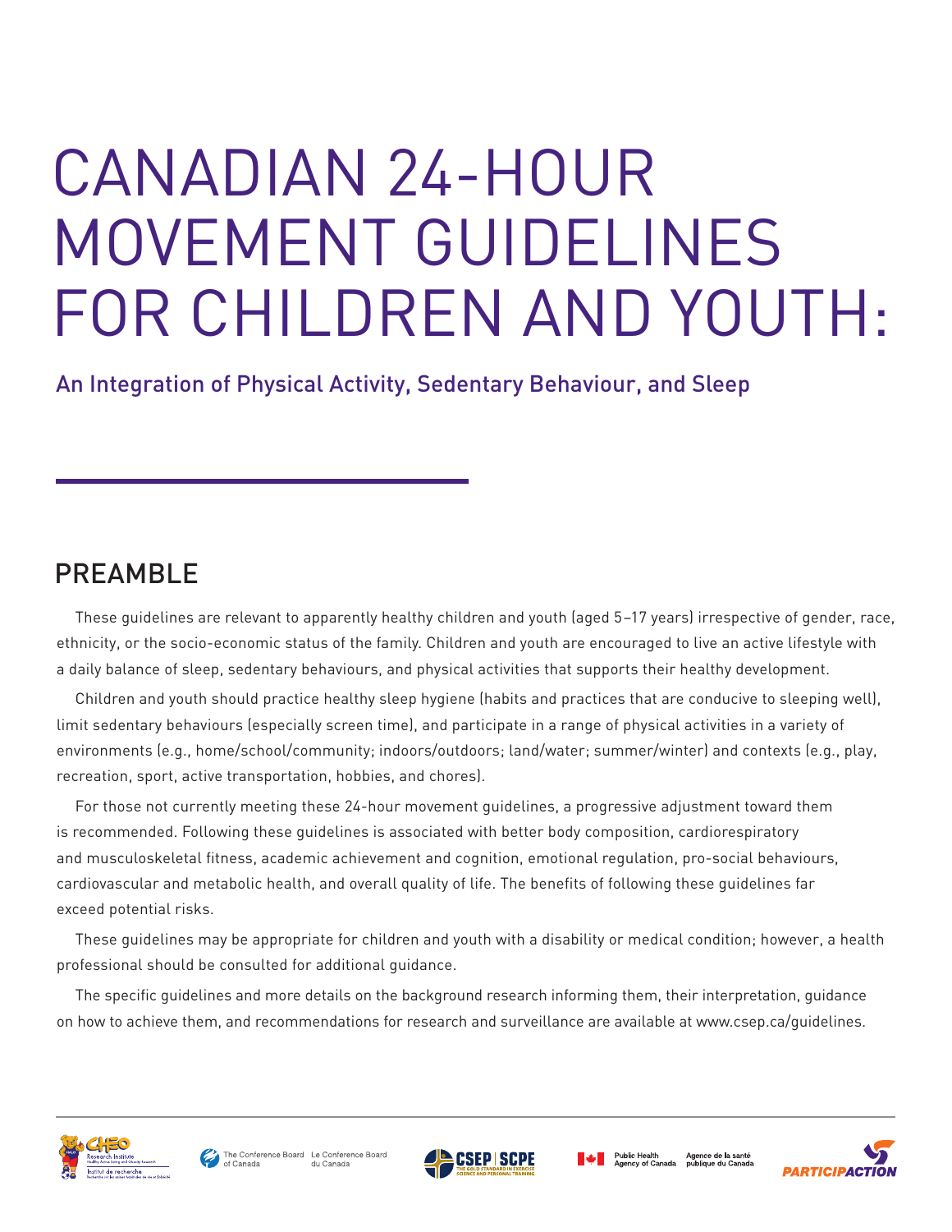# CANADIAN 24-HOUR MOVEMENT GUIDELINES FOR CHILDREN AND YOUTH:

An Integration of Physical Activity, Sedentary Behaviour, and Sleep

## PREAMBLE

These guidelines are relevant to apparently healthy children and youth (aged 5–17 years) irrespective of gender, race, ethnicity, or the socio-economic status of the family. Children and youth are encouraged to live an active lifestyle with a daily balance of sleep, sedentary behaviours, and physical activities that supports their healthy development.

Children and youth should practice healthy sleep hygiene (habits and practices that are conducive to sleeping well), limit sedentary behaviours (especially screen time), and participate in a range of physical activities in a variety of environments (e.g., home/school/community; indoors/outdoors; land/water; summer/winter) and contexts (e.g., play, recreation, sport, active transportation, hobbies, and chores).

For those not currently meeting these 24-hour movement guidelines, a progressive adjustment toward them is recommended. Following these guidelines is associated with better body composition, cardiorespiratory and musculoskeletal fitness, academic achievement and cognition, emotional regulation, pro-social behaviours, cardiovascular and metabolic health, and overall quality of life. The benefits of following these guidelines far exceed potential risks.

These guidelines may be appropriate for children and youth with a disability or medical condition; however, a health professional should be consulted for additional guidance.

The specific guidelines and more details on the background research informing them, their interpretation, guidance on how to achieve them, and recommendations for research and surveillance are available at www.csep.ca/guidelines.

CHEO Research Institute · The Conference Board of Canada / Le Conference Board du Canada · CSEP | SCPE · Public Health Agency of Canada / Agence de la santé publique du Canada · PARTICIPACTION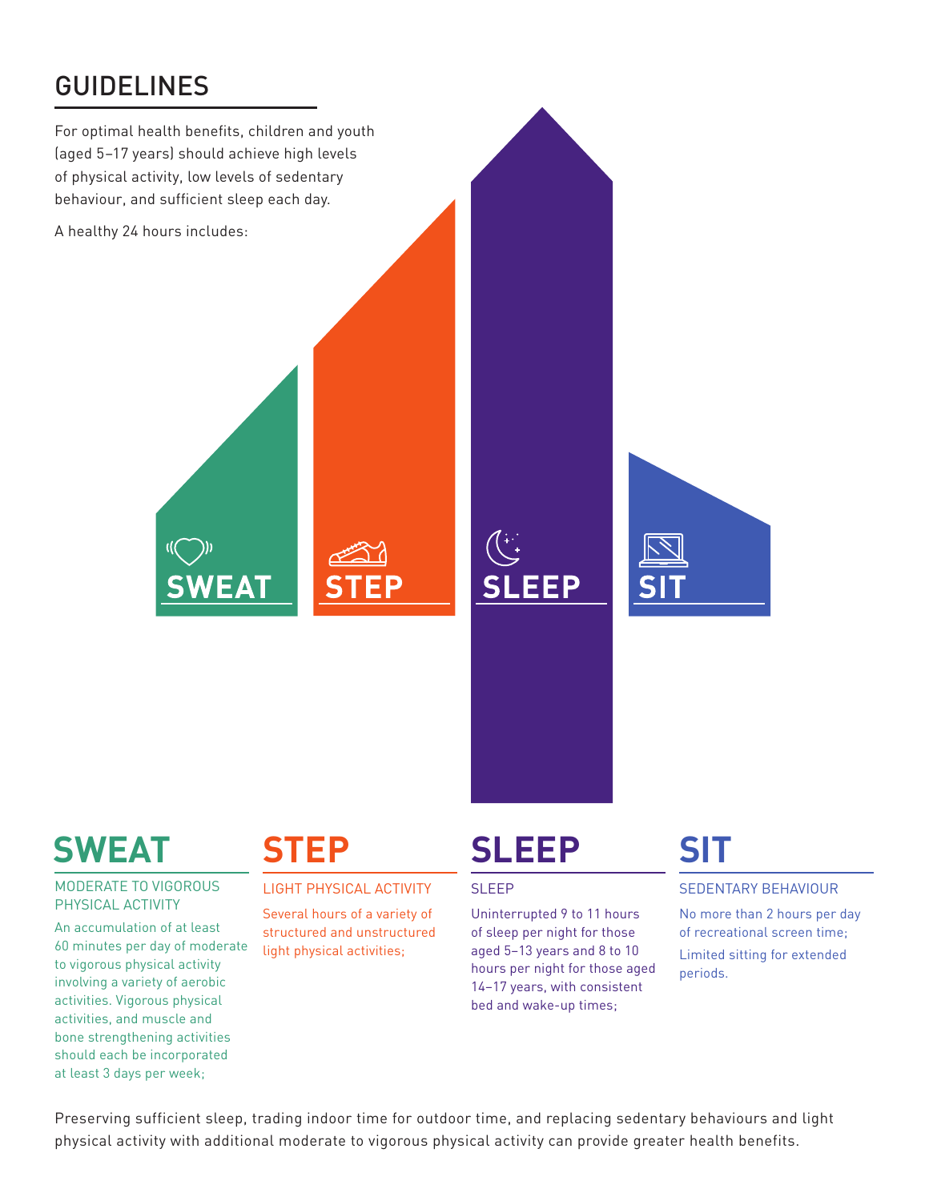# GUIDELINES

For optimal health benefits, children and youth (aged 5–17 years) should achieve high levels of physical activity, low levels of sedentary behaviour, and sufficient sleep each day.

A healthy 24 hours includes:

SWEAT

STEP

SLEEP

SIT

## SWEAT

MODERATE TO VIGOROUS PHYSICAL ACTIVITY

An accumulation of at least 60 minutes per day of moderate to vigorous physical activity involving a variety of aerobic activities. Vigorous physical activities, and muscle and bone strengthening activities should each be incorporated at least 3 days per week;

## STEP

LIGHT PHYSICAL ACTIVITY

Several hours of a variety of structured and unstructured light physical activities;

## SLEEP

SLEEP

Uninterrupted 9 to 11 hours of sleep per night for those aged 5–13 years and 8 to 10 hours per night for those aged 14–17 years, with consistent bed and wake-up times;

## SIT

SEDENTARY BEHAVIOUR

No more than 2 hours per day of recreational screen time;

Limited sitting for extended periods.

Preserving sufficient sleep, trading indoor time for outdoor time, and replacing sedentary behaviours and light physical activity with additional moderate to vigorous physical activity can provide greater health benefits.